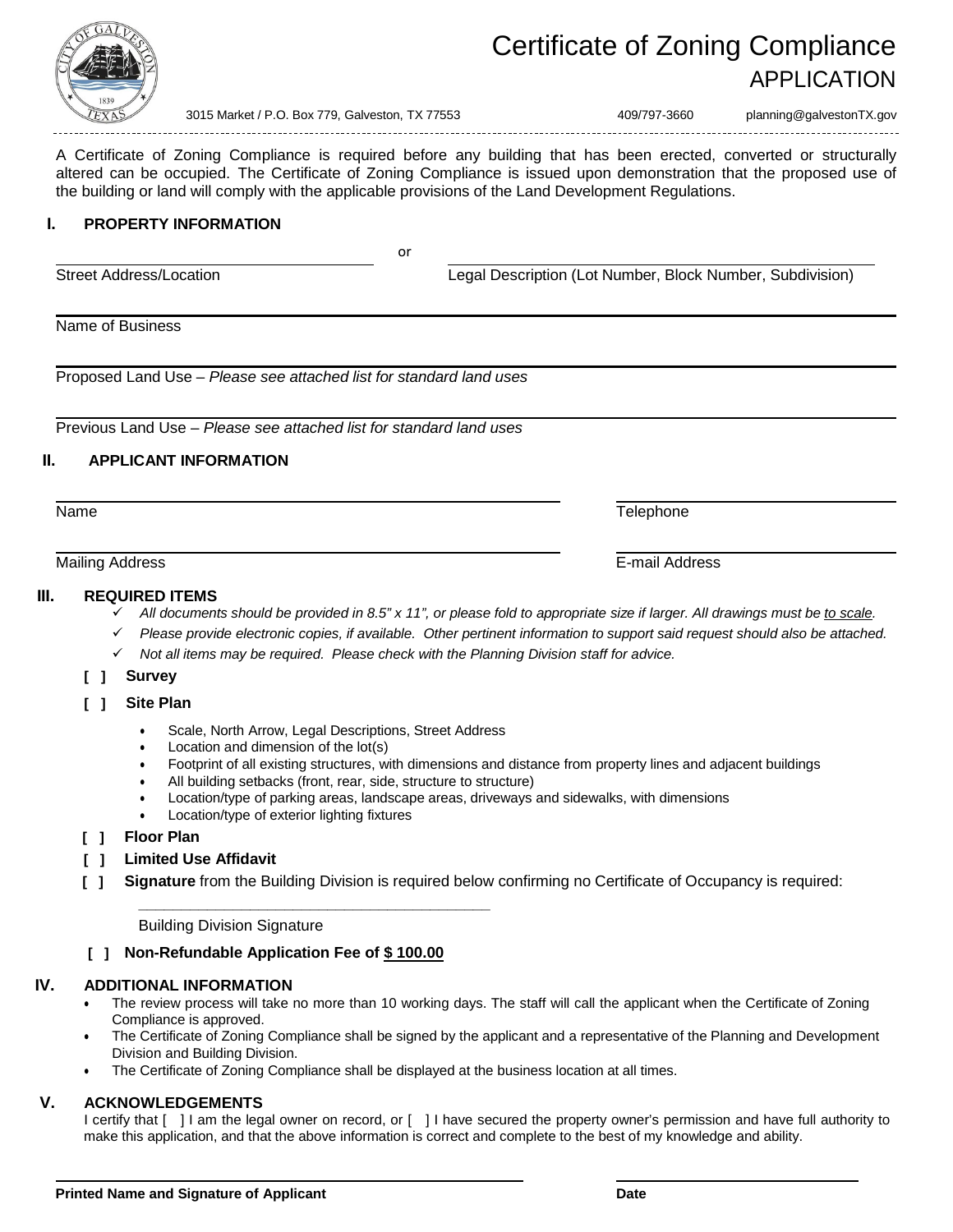# Certificate of Zoning Compliance

## APPLICATION

3015 Market / P.O. Box 779, Galveston, TX 77553 409/797-3660 planning@galvestonTX.gov

A Certificate of Zoning Compliance is required before any building that has been erected, converted or structurally altered can be occupied. The Certificate of Zoning Compliance is issued upon demonstration that the proposed use of the building or land will comply with the applicable provisions of the Land Development Regulations.

### I. PROPERTY INFORMATION

Street Address/Location ________________ or Legal Description (Lot Number, Block Number, Subdivision) ________________

Name of Business ________________

Proposed Land Use – *Please see attached list for standard land uses* ________________

Previous Land Use – *Please see attached list for standard land uses* ________________

### II. APPLICANT INFORMATION

Name ________________ Telephone ________________

Mailing Address ________________ E-mail Address ________________

### III. REQUIRED ITEMS

- ✓ *All documents should be provided in 8.5" x 11", or please fold to appropriate size if larger. All drawings must be to scale.*
- ✓ *Please provide electronic copies, if available. Other pertinent information to support said request should also be attached.*
- ✓ *Not all items may be required. Please check with the Planning Division staff for advice.*

[ ] **Survey**

[ ] **Site Plan**

- Scale, North Arrow, Legal Descriptions, Street Address
- Location and dimension of the lot(s)
- Footprint of all existing structures, with dimensions and distance from property lines and adjacent buildings
- All building setbacks (front, rear, side, structure to structure)
- Location/type of parking areas, landscape areas, driveways and sidewalks, with dimensions
- Location/type of exterior lighting fixtures

[ ] **Floor Plan**

[ ] **Limited Use Affidavit**

[ ] **Signature** from the Building Division is required below confirming no Certificate of Occupancy is required:

________________________________________

Building Division Signature

[ ] **Non-Refundable Application Fee of $ 100.00**

### IV. ADDITIONAL INFORMATION

- The review process will take no more than 10 working days. The staff will call the applicant when the Certificate of Zoning Compliance is approved.
- The Certificate of Zoning Compliance shall be signed by the applicant and a representative of the Planning and Development Division and Building Division.
- The Certificate of Zoning Compliance shall be displayed at the business location at all times.

### V. ACKNOWLEDGEMENTS

I certify that [ ] I am the legal owner on record, or [ ] I have secured the property owner's permission and have full authority to make this application, and that the above information is correct and complete to the best of my knowledge and ability.

________________________________________ ________________

**Printed Name and Signature of Applicant** **Date**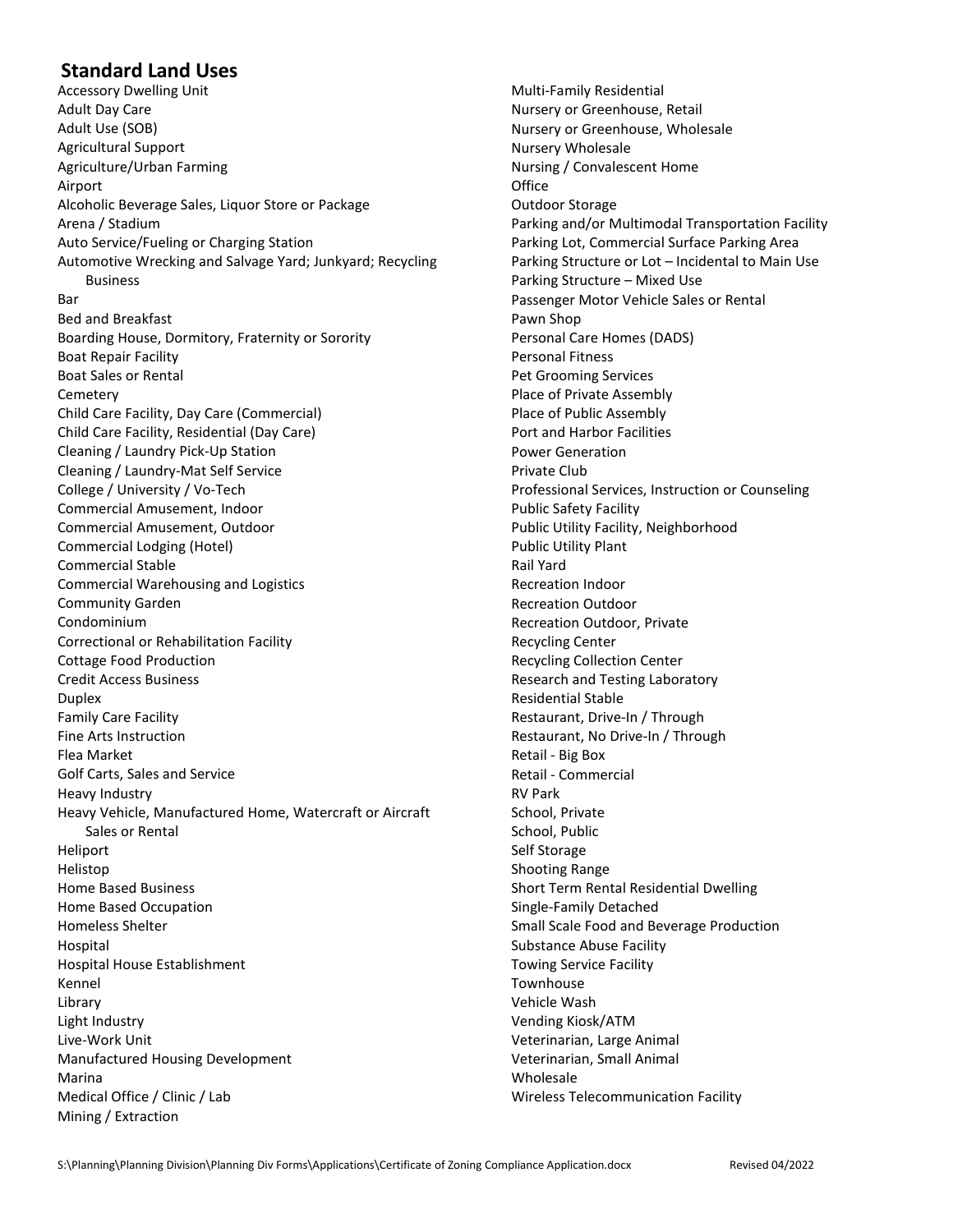## Standard Land Uses

Accessory Dwelling Unit
Adult Day Care
Adult Use (SOB)
Agricultural Support
Agriculture/Urban Farming
Airport
Alcoholic Beverage Sales, Liquor Store or Package
Arena / Stadium
Auto Service/Fueling or Charging Station
Automotive Wrecking and Salvage Yard; Junkyard; Recycling Business
Bar
Bed and Breakfast
Boarding House, Dormitory, Fraternity or Sorority
Boat Repair Facility
Boat Sales or Rental
Cemetery
Child Care Facility, Day Care (Commercial)
Child Care Facility, Residential (Day Care)
Cleaning / Laundry Pick-Up Station
Cleaning / Laundry-Mat Self Service
College / University / Vo-Tech
Commercial Amusement, Indoor
Commercial Amusement, Outdoor
Commercial Lodging (Hotel)
Commercial Stable
Commercial Warehousing and Logistics
Community Garden
Condominium
Correctional or Rehabilitation Facility
Cottage Food Production
Credit Access Business
Duplex
Family Care Facility
Fine Arts Instruction
Flea Market
Golf Carts, Sales and Service
Heavy Industry
Heavy Vehicle, Manufactured Home, Watercraft or Aircraft Sales or Rental
Heliport
Helistop
Home Based Business
Home Based Occupation
Homeless Shelter
Hospital
Hospital House Establishment
Kennel
Library
Light Industry
Live-Work Unit
Manufactured Housing Development
Marina
Medical Office / Clinic / Lab
Mining / Extraction
Multi-Family Residential
Nursery or Greenhouse, Retail
Nursery or Greenhouse, Wholesale
Nursery Wholesale
Nursing / Convalescent Home
Office
Outdoor Storage
Parking and/or Multimodal Transportation Facility
Parking Lot, Commercial Surface Parking Area
Parking Structure or Lot – Incidental to Main Use
Parking Structure – Mixed Use
Passenger Motor Vehicle Sales or Rental
Pawn Shop
Personal Care Homes (DADS)
Personal Fitness
Pet Grooming Services
Place of Private Assembly
Place of Public Assembly
Port and Harbor Facilities
Power Generation
Private Club
Professional Services, Instruction or Counseling
Public Safety Facility
Public Utility Facility, Neighborhood
Public Utility Plant
Rail Yard
Recreation Indoor
Recreation Outdoor
Recreation Outdoor, Private
Recycling Center
Recycling Collection Center
Research and Testing Laboratory
Residential Stable
Restaurant, Drive-In / Through
Restaurant, No Drive-In / Through
Retail - Big Box
Retail - Commercial
RV Park
School, Private
School, Public
Self Storage
Shooting Range
Short Term Rental Residential Dwelling
Single-Family Detached
Small Scale Food and Beverage Production
Substance Abuse Facility
Towing Service Facility
Townhouse
Vehicle Wash
Vending Kiosk/ATM
Veterinarian, Large Animal
Veterinarian, Small Animal
Wholesale
Wireless Telecommunication Facility